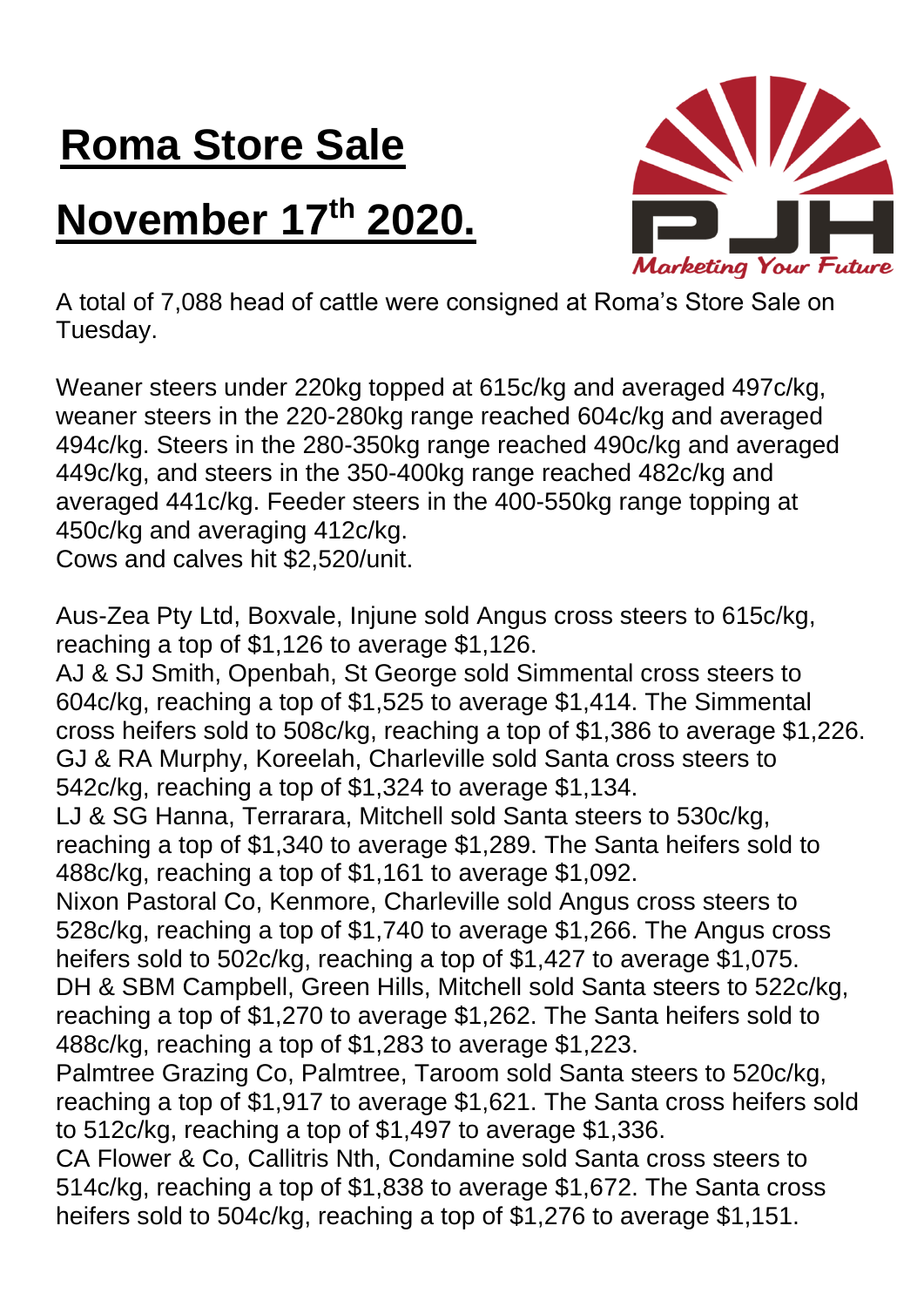# Roma Store Sale

# November 17th 2020.

A total of 7,088 head of cattle were consigned at Roma's Store Sale on Tuesday.

Weaner steers under 220kg topped at 615c/kg and averaged 497c/kg, weaner steers in the 220-280kg range reached 604c/kg and averaged 494c/kg. Steers in the 280-350kg range reached 490c/kg and averaged 449c/kg, and steers in the 350-400kg range reached 482c/kg and averaged 441c/kg. Feeder steers in the 400-550kg range topping at 450c/kg and averaging 412c/kg.
Cows and calves hit $2,520/unit.

Aus-Zea Pty Ltd, Boxvale, Injune sold Angus cross steers to 615c/kg, reaching a top of $1,126 to average $1,126.
AJ & SJ Smith, Openbah, St George sold Simmental cross steers to 604c/kg, reaching a top of $1,525 to average $1,414. The Simmental cross heifers sold to 508c/kg, reaching a top of $1,386 to average $1,226.
GJ & RA Murphy, Koreelah, Charleville sold Santa cross steers to 542c/kg, reaching a top of $1,324 to average $1,134.
LJ & SG Hanna, Terrarara, Mitchell sold Santa steers to 530c/kg, reaching a top of $1,340 to average $1,289. The Santa heifers sold to 488c/kg, reaching a top of $1,161 to average $1,092.
Nixon Pastoral Co, Kenmore, Charleville sold Angus cross steers to 528c/kg, reaching a top of $1,740 to average $1,266. The Angus cross heifers sold to 502c/kg, reaching a top of $1,427 to average $1,075.
DH & SBM Campbell, Green Hills, Mitchell sold Santa steers to 522c/kg, reaching a top of $1,270 to average $1,262. The Santa heifers sold to 488c/kg, reaching a top of $1,283 to average $1,223.
Palmtree Grazing Co, Palmtree, Taroom sold Santa steers to 520c/kg, reaching a top of $1,917 to average $1,621. The Santa cross heifers sold to 512c/kg, reaching a top of $1,497 to average $1,336.
CA Flower & Co, Callitris Nth, Condamine sold Santa cross steers to 514c/kg, reaching a top of $1,838 to average $1,672. The Santa cross heifers sold to 504c/kg, reaching a top of $1,276 to average $1,151.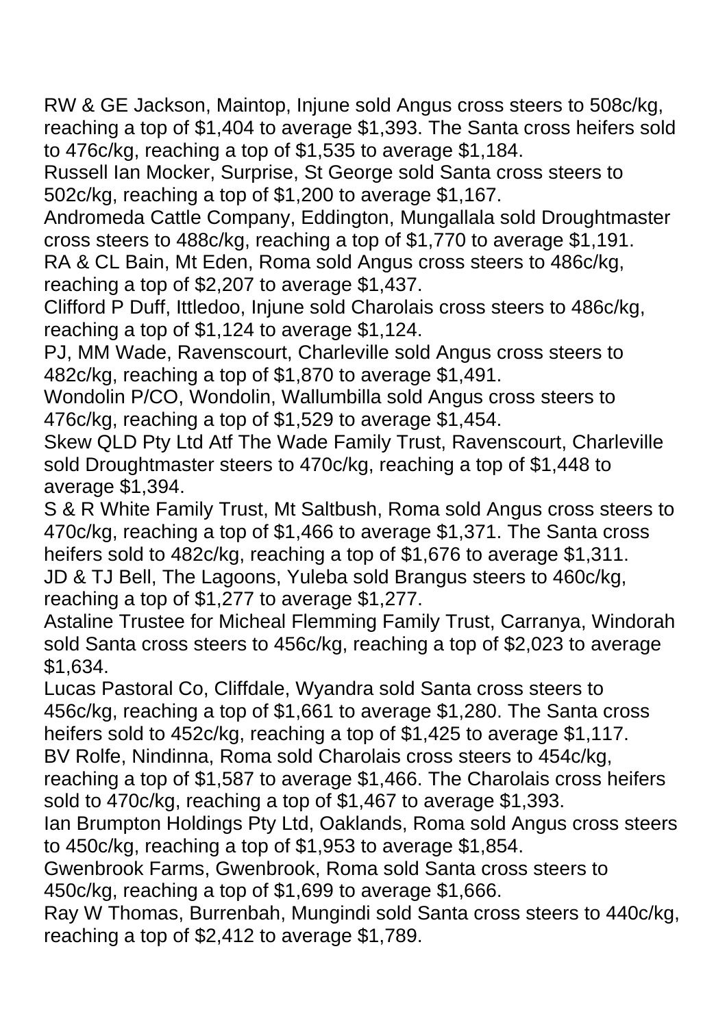RW & GE Jackson, Maintop, Injune sold Angus cross steers to 508c/kg, reaching a top of $1,404 to average $1,393. The Santa cross heifers sold to 476c/kg, reaching a top of $1,535 to average $1,184.

Russell Ian Mocker, Surprise, St George sold Santa cross steers to 502c/kg, reaching a top of $1,200 to average $1,167.

Andromeda Cattle Company, Eddington, Mungallala sold Droughtmaster cross steers to 488c/kg, reaching a top of $1,770 to average $1,191.

RA & CL Bain, Mt Eden, Roma sold Angus cross steers to 486c/kg, reaching a top of $2,207 to average $1,437.

Clifford P Duff, Ittledoo, Injune sold Charolais cross steers to 486c/kg, reaching a top of $1,124 to average $1,124.

PJ, MM Wade, Ravenscourt, Charleville sold Angus cross steers to 482c/kg, reaching a top of $1,870 to average $1,491.

Wondolin P/CO, Wondolin, Wallumbilla sold Angus cross steers to 476c/kg, reaching a top of $1,529 to average $1,454.

Skew QLD Pty Ltd Atf The Wade Family Trust, Ravenscourt, Charleville sold Droughtmaster steers to 470c/kg, reaching a top of $1,448 to average $1,394.

S & R White Family Trust, Mt Saltbush, Roma sold Angus cross steers to 470c/kg, reaching a top of $1,466 to average $1,371. The Santa cross heifers sold to 482c/kg, reaching a top of $1,676 to average $1,311.

JD & TJ Bell, The Lagoons, Yuleba sold Brangus steers to 460c/kg, reaching a top of $1,277 to average $1,277.

Astaline Trustee for Micheal Flemming Family Trust, Carranya, Windorah sold Santa cross steers to 456c/kg, reaching a top of $2,023 to average $1,634.

Lucas Pastoral Co, Cliffdale, Wyandra sold Santa cross steers to 456c/kg, reaching a top of $1,661 to average $1,280. The Santa cross heifers sold to 452c/kg, reaching a top of $1,425 to average $1,117.

BV Rolfe, Nindinna, Roma sold Charolais cross steers to 454c/kg, reaching a top of $1,587 to average $1,466. The Charolais cross heifers sold to 470c/kg, reaching a top of $1,467 to average $1,393.

Ian Brumpton Holdings Pty Ltd, Oaklands, Roma sold Angus cross steers to 450c/kg, reaching a top of $1,953 to average $1,854.

Gwenbrook Farms, Gwenbrook, Roma sold Santa cross steers to 450c/kg, reaching a top of $1,699 to average $1,666.

Ray W Thomas, Burrenbah, Mungindi sold Santa cross steers to 440c/kg, reaching a top of $2,412 to average $1,789.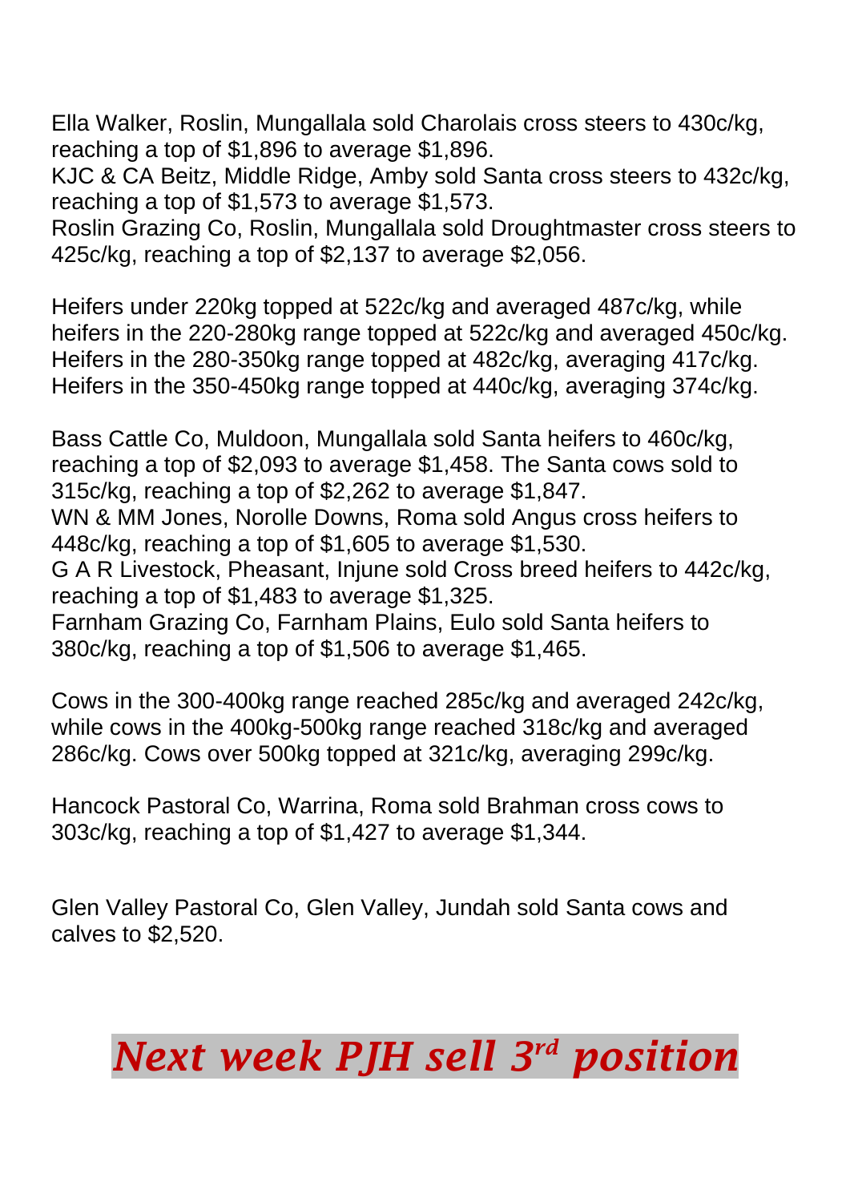Ella Walker, Roslin, Mungallala sold Charolais cross steers to 430c/kg, reaching a top of $1,896 to average $1,896.
KJC & CA Beitz, Middle Ridge, Amby sold Santa cross steers to 432c/kg, reaching a top of $1,573 to average $1,573.
Roslin Grazing Co, Roslin, Mungallala sold Droughtmaster cross steers to 425c/kg, reaching a top of $2,137 to average $2,056.

Heifers under 220kg topped at 522c/kg and averaged 487c/kg, while heifers in the 220-280kg range topped at 522c/kg and averaged 450c/kg. Heifers in the 280-350kg range topped at 482c/kg, averaging 417c/kg. Heifers in the 350-450kg range topped at 440c/kg, averaging 374c/kg.

Bass Cattle Co, Muldoon, Mungallala sold Santa heifers to 460c/kg, reaching a top of $2,093 to average $1,458. The Santa cows sold to 315c/kg, reaching a top of $2,262 to average $1,847.
WN & MM Jones, Norolle Downs, Roma sold Angus cross heifers to 448c/kg, reaching a top of $1,605 to average $1,530.
G A R Livestock, Pheasant, Injune sold Cross breed heifers to 442c/kg, reaching a top of $1,483 to average $1,325.
Farnham Grazing Co, Farnham Plains, Eulo sold Santa heifers to 380c/kg, reaching a top of $1,506 to average $1,465.

Cows in the 300-400kg range reached 285c/kg and averaged 242c/kg, while cows in the 400kg-500kg range reached 318c/kg and averaged 286c/kg. Cows over 500kg topped at 321c/kg, averaging 299c/kg.

Hancock Pastoral Co, Warrina, Roma sold Brahman cross cows to 303c/kg, reaching a top of $1,427 to average $1,344.

Glen Valley Pastoral Co, Glen Valley, Jundah sold Santa cows and calves to $2,520.

***Next week PJH sell 3rd position***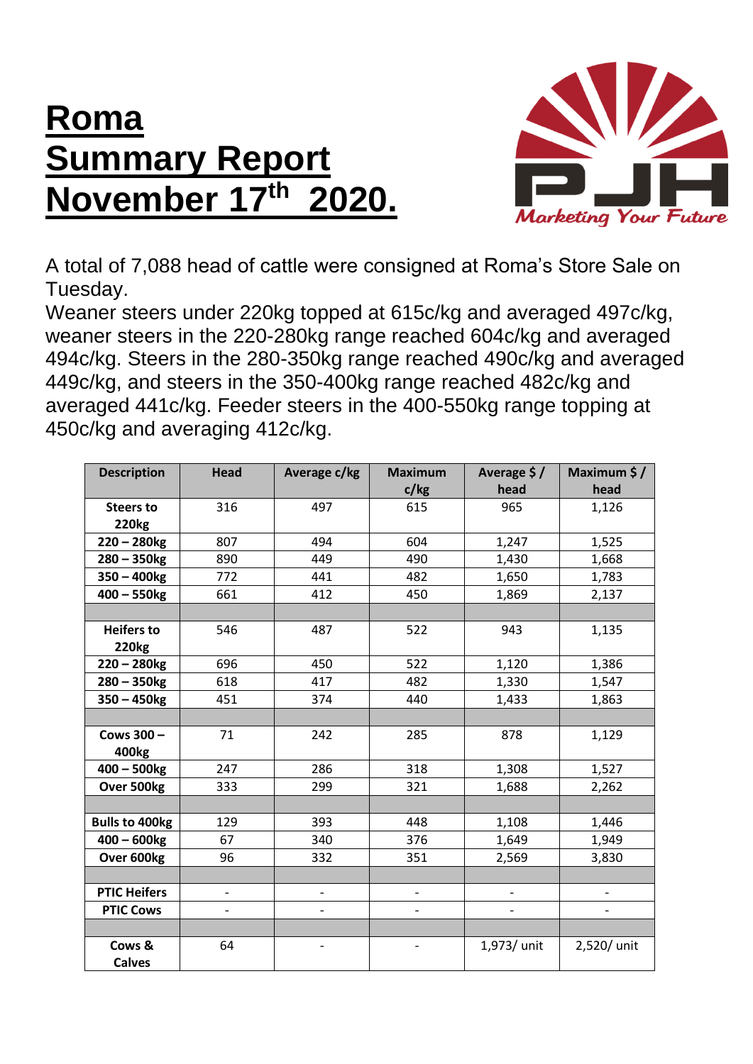# Roma Summary Report November 17th 2020.

A total of 7,088 head of cattle were consigned at Roma's Store Sale on Tuesday.

Weaner steers under 220kg topped at 615c/kg and averaged 497c/kg, weaner steers in the 220-280kg range reached 604c/kg and averaged 494c/kg. Steers in the 280-350kg range reached 490c/kg and averaged 449c/kg, and steers in the 350-400kg range reached 482c/kg and averaged 441c/kg. Feeder steers in the 400-550kg range topping at 450c/kg and averaging 412c/kg.

| Description | Head | Average c/kg | Maximum c/kg | Average $ / head | Maximum $ / head |
|---|---|---|---|---|---|
| Steers to 220kg | 316 | 497 | 615 | 965 | 1,126 |
| 220 – 280kg | 807 | 494 | 604 | 1,247 | 1,525 |
| 280 – 350kg | 890 | 449 | 490 | 1,430 | 1,668 |
| 350 – 400kg | 772 | 441 | 482 | 1,650 | 1,783 |
| 400 – 550kg | 661 | 412 | 450 | 1,869 | 2,137 |
| | | | | | |
| Heifers to 220kg | 546 | 487 | 522 | 943 | 1,135 |
| 220 – 280kg | 696 | 450 | 522 | 1,120 | 1,386 |
| 280 – 350kg | 618 | 417 | 482 | 1,330 | 1,547 |
| 350 – 450kg | 451 | 374 | 440 | 1,433 | 1,863 |
| | | | | | |
| Cows 300 – 400kg | 71 | 242 | 285 | 878 | 1,129 |
| 400 – 500kg | 247 | 286 | 318 | 1,308 | 1,527 |
| Over 500kg | 333 | 299 | 321 | 1,688 | 2,262 |
| | | | | | |
| Bulls to 400kg | 129 | 393 | 448 | 1,108 | 1,446 |
| 400 – 600kg | 67 | 340 | 376 | 1,649 | 1,949 |
| Over 600kg | 96 | 332 | 351 | 2,569 | 3,830 |
| | | | | | |
| PTIC Heifers | - | - | - | - | - |
| PTIC Cows | - | - | - | - | - |
| | | | | | |
| Cows & Calves | 64 | - | - | 1,973/ unit | 2,520/ unit |